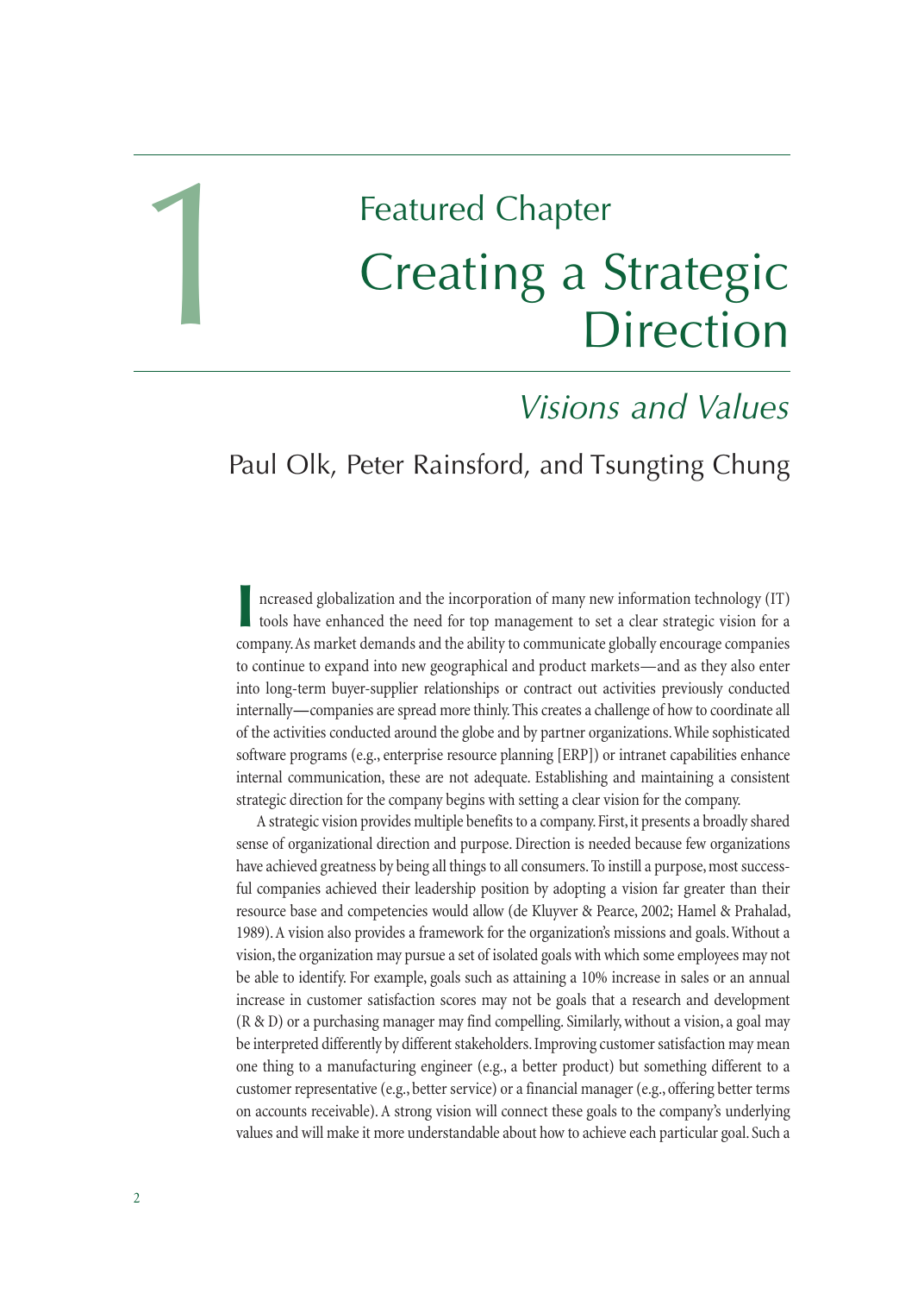# 1 Featured Chapter

# Creating a Strategic Direction

## *Visions and Values*

Paul Olk, Peter Rainsford, and Tsungting Chung

Increased globalization and the incorporation of many new information technology (IT) tools have enhanced the need for top management to set a clear strategic vision for a company. As market demands and the ability to communicate globally encourage companies to continue to expand into new geographical and product markets—and as they also enter into long-term buyer-supplier relationships or contract out activities previously conducted internally—companies are spread more thinly. This creates a challenge of how to coordinate all of the activities conducted around the globe and by partner organizations. While sophisticated software programs (e.g., enterprise resource planning [ERP]) or intranet capabilities enhance internal communication, these are not adequate. Establishing and maintaining a consistent strategic direction for the company begins with setting a clear vision for the company.

A strategic vision provides multiple benefits to a company. First, it presents a broadly shared sense of organizational direction and purpose. Direction is needed because few organizations have achieved greatness by being all things to all consumers. To instill a purpose, most successful companies achieved their leadership position by adopting a vision far greater than their resource base and competencies would allow (de Kluyver & Pearce, 2002; Hamel & Prahalad, 1989). A vision also provides a framework for the organization's missions and goals. Without a vision, the organization may pursue a set of isolated goals with which some employees may not be able to identify. For example, goals such as attaining a 10% increase in sales or an annual increase in customer satisfaction scores may not be goals that a research and development (R & D) or a purchasing manager may find compelling. Similarly, without a vision, a goal may be interpreted differently by different stakeholders. Improving customer satisfaction may mean one thing to a manufacturing engineer (e.g., a better product) but something different to a customer representative (e.g., better service) or a financial manager (e.g., offering better terms on accounts receivable). A strong vision will connect these goals to the company's underlying values and will make it more understandable about how to achieve each particular goal. Such a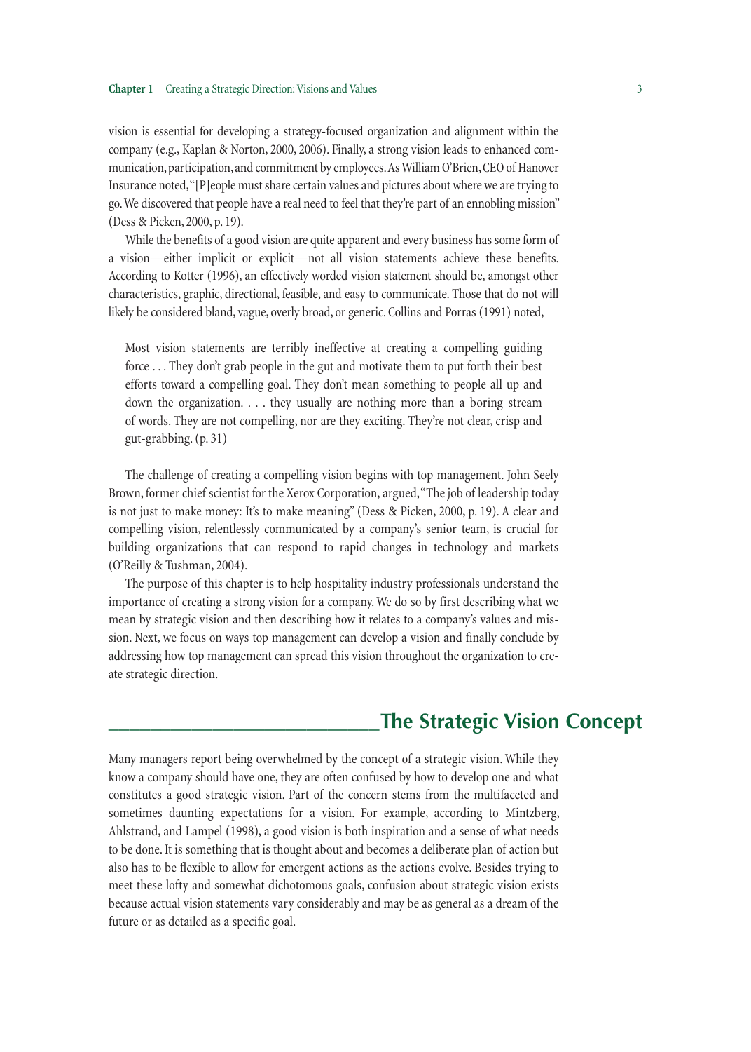vision is essential for developing a strategy-focused organization and alignment within the company (e.g., Kaplan & Norton, 2000, 2006). Finally, a strong vision leads to enhanced communication, participation, and commitment by employees. As William O'Brien, CEO of Hanover Insurance noted, "[P]eople must share certain values and pictures about where we are trying to go. We discovered that people have a real need to feel that they're part of an ennobling mission" (Dess & Picken, 2000, p. 19).

While the benefits of a good vision are quite apparent and every business has some form of a vision—either implicit or explicit—not all vision statements achieve these benefits. According to Kotter (1996), an effectively worded vision statement should be, amongst other characteristics, graphic, directional, feasible, and easy to communicate. Those that do not will likely be considered bland, vague, overly broad, or generic. Collins and Porras (1991) noted,

> Most vision statements are terribly ineffective at creating a compelling guiding force . . . They don't grab people in the gut and motivate them to put forth their best efforts toward a compelling goal. They don't mean something to people all up and down the organization. . . . they usually are nothing more than a boring stream of words. They are not compelling, nor are they exciting. They're not clear, crisp and gut-grabbing. (p. 31)

The challenge of creating a compelling vision begins with top management. John Seely Brown, former chief scientist for the Xerox Corporation, argued, "The job of leadership today is not just to make money: It's to make meaning" (Dess & Picken, 2000, p. 19). A clear and compelling vision, relentlessly communicated by a company's senior team, is crucial for building organizations that can respond to rapid changes in technology and markets (O'Reilly & Tushman, 2004).

The purpose of this chapter is to help hospitality industry professionals understand the importance of creating a strong vision for a company. We do so by first describing what we mean by strategic vision and then describing how it relates to a company's values and mission. Next, we focus on ways top management can develop a vision and finally conclude by addressing how top management can spread this vision throughout the organization to create strategic direction.

## The Strategic Vision Concept

Many managers report being overwhelmed by the concept of a strategic vision. While they know a company should have one, they are often confused by how to develop one and what constitutes a good strategic vision. Part of the concern stems from the multifaceted and sometimes daunting expectations for a vision. For example, according to Mintzberg, Ahlstrand, and Lampel (1998), a good vision is both inspiration and a sense of what needs to be done. It is something that is thought about and becomes a deliberate plan of action but also has to be flexible to allow for emergent actions as the actions evolve. Besides trying to meet these lofty and somewhat dichotomous goals, confusion about strategic vision exists because actual vision statements vary considerably and may be as general as a dream of the future or as detailed as a specific goal.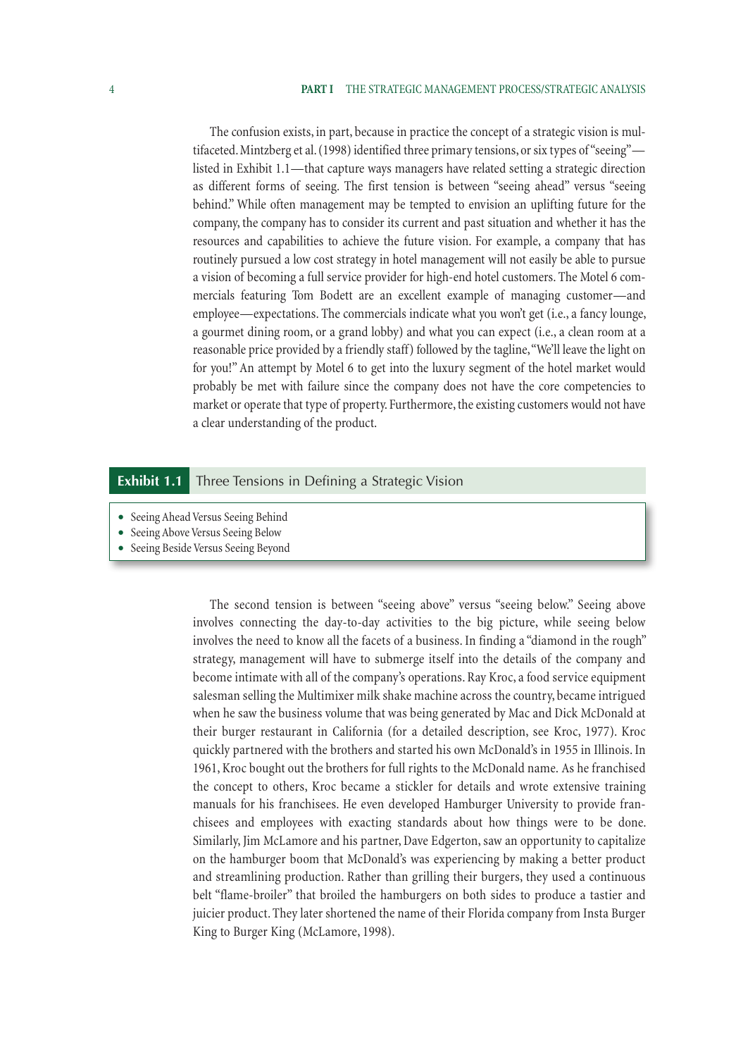The confusion exists, in part, because in practice the concept of a strategic vision is multifaceted. Mintzberg et al. (1998) identified three primary tensions, or six types of "seeing"—listed in Exhibit 1.1—that capture ways managers have related setting a strategic direction as different forms of seeing. The first tension is between "seeing ahead" versus "seeing behind." While often management may be tempted to envision an uplifting future for the company, the company has to consider its current and past situation and whether it has the resources and capabilities to achieve the future vision. For example, a company that has routinely pursued a low cost strategy in hotel management will not easily be able to pursue a vision of becoming a full service provider for high-end hotel customers. The Motel 6 commercials featuring Tom Bodett are an excellent example of managing customer—and employee—expectations. The commercials indicate what you won't get (i.e., a fancy lounge, a gourmet dining room, or a grand lobby) and what you can expect (i.e., a clean room at a reasonable price provided by a friendly staff) followed by the tagline, "We'll leave the light on for you!" An attempt by Motel 6 to get into the luxury segment of the hotel market would probably be met with failure since the company does not have the core competencies to market or operate that type of property. Furthermore, the existing customers would not have a clear understanding of the product.

**Exhibit 1.1** Three Tensions in Defining a Strategic Vision

- Seeing Ahead Versus Seeing Behind
- Seeing Above Versus Seeing Below
- Seeing Beside Versus Seeing Beyond

The second tension is between "seeing above" versus "seeing below." Seeing above involves connecting the day-to-day activities to the big picture, while seeing below involves the need to know all the facets of a business. In finding a "diamond in the rough" strategy, management will have to submerge itself into the details of the company and become intimate with all of the company's operations. Ray Kroc, a food service equipment salesman selling the Multimixer milk shake machine across the country, became intrigued when he saw the business volume that was being generated by Mac and Dick McDonald at their burger restaurant in California (for a detailed description, see Kroc, 1977). Kroc quickly partnered with the brothers and started his own McDonald's in 1955 in Illinois. In 1961, Kroc bought out the brothers for full rights to the McDonald name. As he franchised the concept to others, Kroc became a stickler for details and wrote extensive training manuals for his franchisees. He even developed Hamburger University to provide franchisees and employees with exacting standards about how things were to be done. Similarly, Jim McLamore and his partner, Dave Edgerton, saw an opportunity to capitalize on the hamburger boom that McDonald's was experiencing by making a better product and streamlining production. Rather than grilling their burgers, they used a continuous belt "flame-broiler" that broiled the hamburgers on both sides to produce a tastier and juicier product. They later shortened the name of their Florida company from Insta Burger King to Burger King (McLamore, 1998).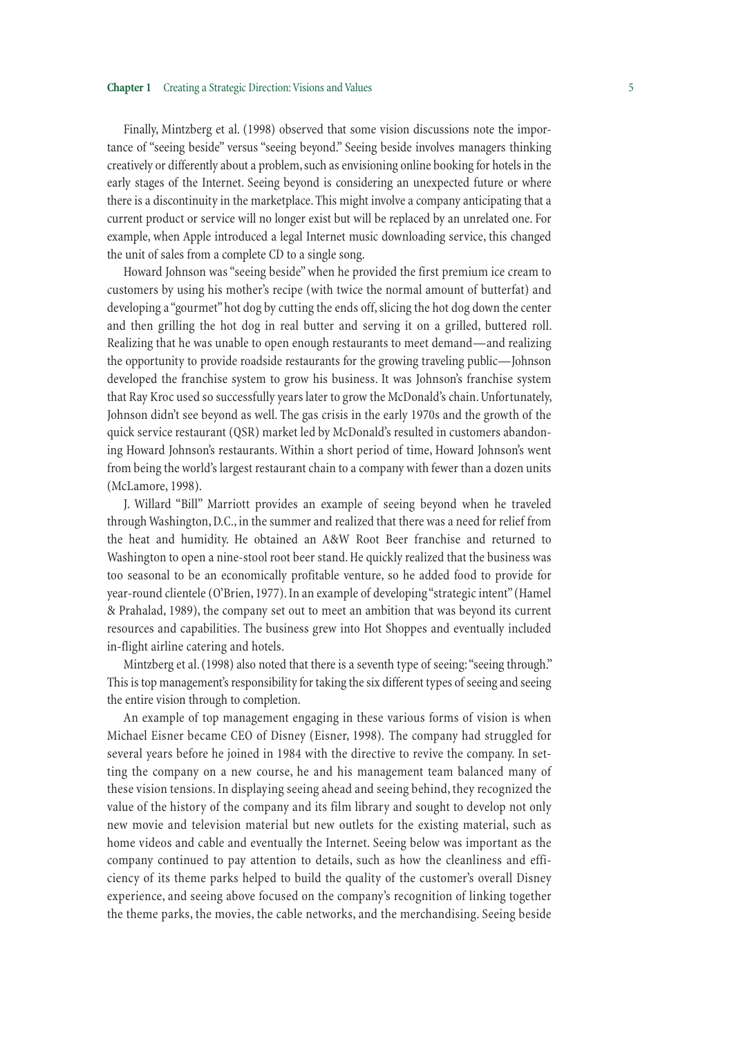Finally, Mintzberg et al. (1998) observed that some vision discussions note the importance of "seeing beside" versus "seeing beyond." Seeing beside involves managers thinking creatively or differently about a problem, such as envisioning online booking for hotels in the early stages of the Internet. Seeing beyond is considering an unexpected future or where there is a discontinuity in the marketplace. This might involve a company anticipating that a current product or service will no longer exist but will be replaced by an unrelated one. For example, when Apple introduced a legal Internet music downloading service, this changed the unit of sales from a complete CD to a single song.

Howard Johnson was "seeing beside" when he provided the first premium ice cream to customers by using his mother's recipe (with twice the normal amount of butterfat) and developing a "gourmet" hot dog by cutting the ends off, slicing the hot dog down the center and then grilling the hot dog in real butter and serving it on a grilled, buttered roll. Realizing that he was unable to open enough restaurants to meet demand—and realizing the opportunity to provide roadside restaurants for the growing traveling public—Johnson developed the franchise system to grow his business. It was Johnson's franchise system that Ray Kroc used so successfully years later to grow the McDonald's chain. Unfortunately, Johnson didn't see beyond as well. The gas crisis in the early 1970s and the growth of the quick service restaurant (QSR) market led by McDonald's resulted in customers abandoning Howard Johnson's restaurants. Within a short period of time, Howard Johnson's went from being the world's largest restaurant chain to a company with fewer than a dozen units (McLamore, 1998).

J. Willard "Bill" Marriott provides an example of seeing beyond when he traveled through Washington, D.C., in the summer and realized that there was a need for relief from the heat and humidity. He obtained an A&W Root Beer franchise and returned to Washington to open a nine-stool root beer stand. He quickly realized that the business was too seasonal to be an economically profitable venture, so he added food to provide for year-round clientele (O'Brien, 1977). In an example of developing "strategic intent" (Hamel & Prahalad, 1989), the company set out to meet an ambition that was beyond its current resources and capabilities. The business grew into Hot Shoppes and eventually included in-flight airline catering and hotels.

Mintzberg et al. (1998) also noted that there is a seventh type of seeing: "seeing through." This is top management's responsibility for taking the six different types of seeing and seeing the entire vision through to completion.

An example of top management engaging in these various forms of vision is when Michael Eisner became CEO of Disney (Eisner, 1998). The company had struggled for several years before he joined in 1984 with the directive to revive the company. In setting the company on a new course, he and his management team balanced many of these vision tensions. In displaying seeing ahead and seeing behind, they recognized the value of the history of the company and its film library and sought to develop not only new movie and television material but new outlets for the existing material, such as home videos and cable and eventually the Internet. Seeing below was important as the company continued to pay attention to details, such as how the cleanliness and efficiency of its theme parks helped to build the quality of the customer's overall Disney experience, and seeing above focused on the company's recognition of linking together the theme parks, the movies, the cable networks, and the merchandising. Seeing beside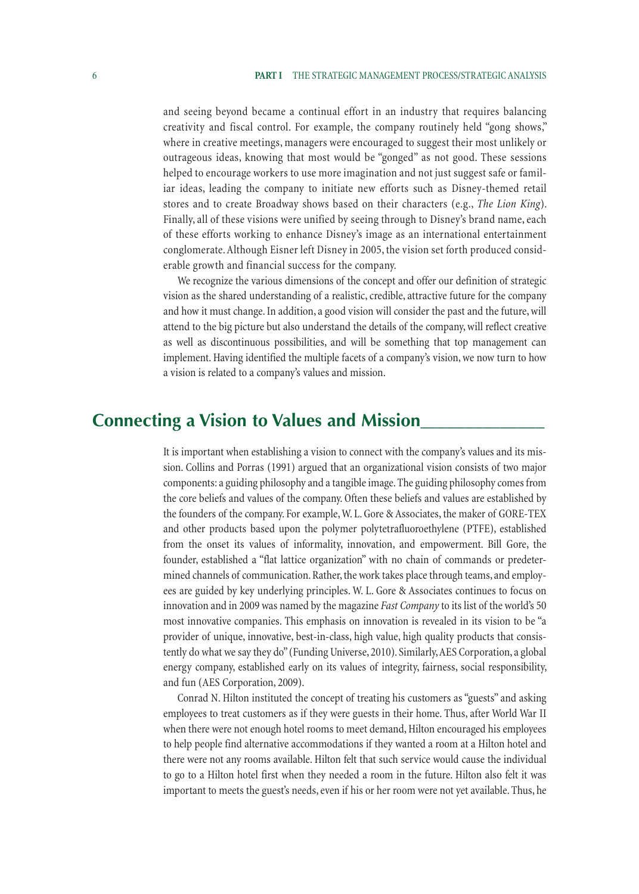and seeing beyond became a continual effort in an industry that requires balancing creativity and fiscal control. For example, the company routinely held "gong shows," where in creative meetings, managers were encouraged to suggest their most unlikely or outrageous ideas, knowing that most would be "gonged" as not good. These sessions helped to encourage workers to use more imagination and not just suggest safe or familiar ideas, leading the company to initiate new efforts such as Disney-themed retail stores and to create Broadway shows based on their characters (e.g., *The Lion King*). Finally, all of these visions were unified by seeing through to Disney's brand name, each of these efforts working to enhance Disney's image as an international entertainment conglomerate. Although Eisner left Disney in 2005, the vision set forth produced considerable growth and financial success for the company.

We recognize the various dimensions of the concept and offer our definition of strategic vision as the shared understanding of a realistic, credible, attractive future for the company and how it must change. In addition, a good vision will consider the past and the future, will attend to the big picture but also understand the details of the company, will reflect creative as well as discontinuous possibilities, and will be something that top management can implement. Having identified the multiple facets of a company's vision, we now turn to how a vision is related to a company's values and mission.

## Connecting a Vision to Values and Mission

It is important when establishing a vision to connect with the company's values and its mission. Collins and Porras (1991) argued that an organizational vision consists of two major components: a guiding philosophy and a tangible image. The guiding philosophy comes from the core beliefs and values of the company. Often these beliefs and values are established by the founders of the company. For example, W. L. Gore & Associates, the maker of GORE-TEX and other products based upon the polymer polytetrafluoroethylene (PTFE), established from the onset its values of informality, innovation, and empowerment. Bill Gore, the founder, established a "flat lattice organization" with no chain of commands or predetermined channels of communication. Rather, the work takes place through teams, and employees are guided by key underlying principles. W. L. Gore & Associates continues to focus on innovation and in 2009 was named by the magazine *Fast Company* to its list of the world's 50 most innovative companies. This emphasis on innovation is revealed in its vision to be "a provider of unique, innovative, best-in-class, high value, high quality products that consistently do what we say they do" (Funding Universe, 2010). Similarly, AES Corporation, a global energy company, established early on its values of integrity, fairness, social responsibility, and fun (AES Corporation, 2009).

Conrad N. Hilton instituted the concept of treating his customers as "guests" and asking employees to treat customers as if they were guests in their home. Thus, after World War II when there were not enough hotel rooms to meet demand, Hilton encouraged his employees to help people find alternative accommodations if they wanted a room at a Hilton hotel and there were not any rooms available. Hilton felt that such service would cause the individual to go to a Hilton hotel first when they needed a room in the future. Hilton also felt it was important to meets the guest's needs, even if his or her room were not yet available. Thus, he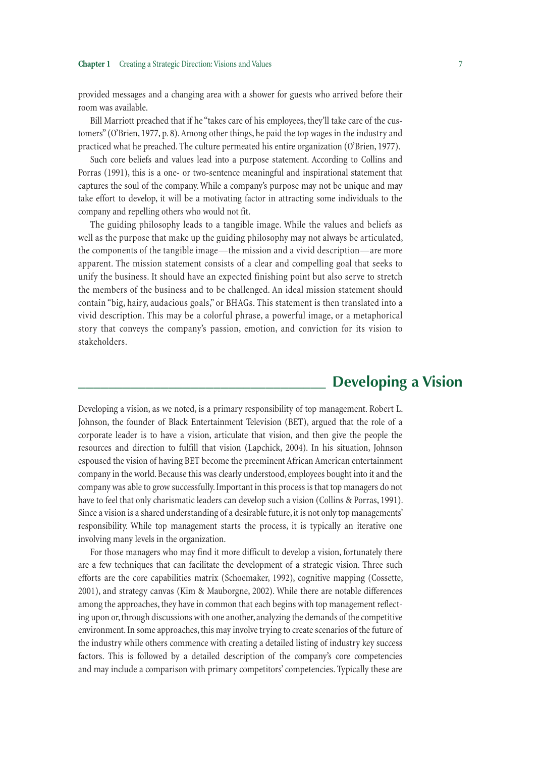provided messages and a changing area with a shower for guests who arrived before their room was available.

Bill Marriott preached that if he "takes care of his employees, they'll take care of the customers" (O'Brien, 1977, p. 8). Among other things, he paid the top wages in the industry and practiced what he preached. The culture permeated his entire organization (O'Brien, 1977).

Such core beliefs and values lead into a purpose statement. According to Collins and Porras (1991), this is a one- or two-sentence meaningful and inspirational statement that captures the soul of the company. While a company's purpose may not be unique and may take effort to develop, it will be a motivating factor in attracting some individuals to the company and repelling others who would not fit.

The guiding philosophy leads to a tangible image. While the values and beliefs as well as the purpose that make up the guiding philosophy may not always be articulated, the components of the tangible image—the mission and a vivid description—are more apparent. The mission statement consists of a clear and compelling goal that seeks to unify the business. It should have an expected finishing point but also serve to stretch the members of the business and to be challenged. An ideal mission statement should contain "big, hairy, audacious goals," or BHAGs. This statement is then translated into a vivid description. This may be a colorful phrase, a powerful image, or a metaphorical story that conveys the company's passion, emotion, and conviction for its vision to stakeholders.

## Developing a Vision

Developing a vision, as we noted, is a primary responsibility of top management. Robert L. Johnson, the founder of Black Entertainment Television (BET), argued that the role of a corporate leader is to have a vision, articulate that vision, and then give the people the resources and direction to fulfill that vision (Lapchick, 2004). In his situation, Johnson espoused the vision of having BET become the preeminent African American entertainment company in the world. Because this was clearly understood, employees bought into it and the company was able to grow successfully. Important in this process is that top managers do not have to feel that only charismatic leaders can develop such a vision (Collins & Porras, 1991). Since a vision is a shared understanding of a desirable future, it is not only top managements' responsibility. While top management starts the process, it is typically an iterative one involving many levels in the organization.

For those managers who may find it more difficult to develop a vision, fortunately there are a few techniques that can facilitate the development of a strategic vision. Three such efforts are the core capabilities matrix (Schoemaker, 1992), cognitive mapping (Cossette, 2001), and strategy canvas (Kim & Mauborgne, 2002). While there are notable differences among the approaches, they have in common that each begins with top management reflecting upon or, through discussions with one another, analyzing the demands of the competitive environment. In some approaches, this may involve trying to create scenarios of the future of the industry while others commence with creating a detailed listing of industry key success factors. This is followed by a detailed description of the company's core competencies and may include a comparison with primary competitors' competencies. Typically these are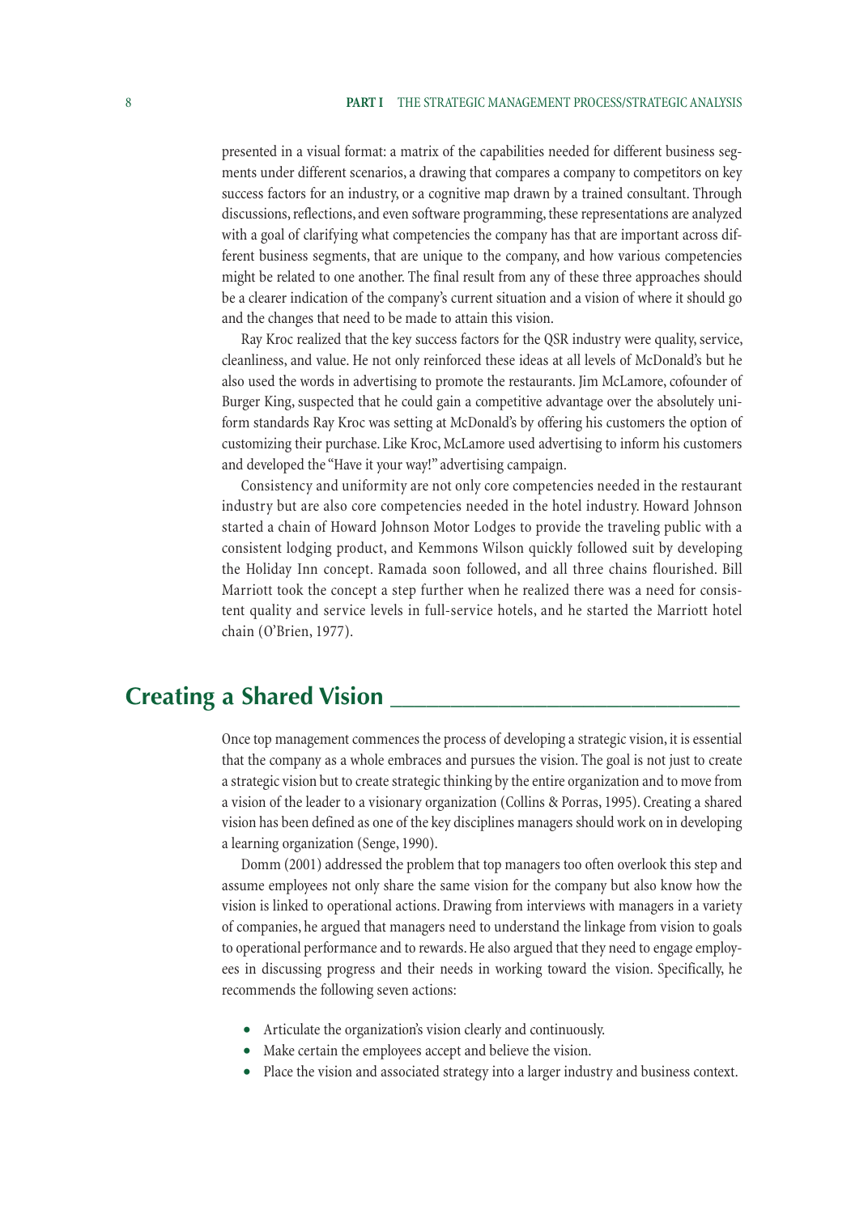presented in a visual format: a matrix of the capabilities needed for different business segments under different scenarios, a drawing that compares a company to competitors on key success factors for an industry, or a cognitive map drawn by a trained consultant. Through discussions, reflections, and even software programming, these representations are analyzed with a goal of clarifying what competencies the company has that are important across different business segments, that are unique to the company, and how various competencies might be related to one another. The final result from any of these three approaches should be a clearer indication of the company's current situation and a vision of where it should go and the changes that need to be made to attain this vision.

Ray Kroc realized that the key success factors for the QSR industry were quality, service, cleanliness, and value. He not only reinforced these ideas at all levels of McDonald's but he also used the words in advertising to promote the restaurants. Jim McLamore, cofounder of Burger King, suspected that he could gain a competitive advantage over the absolutely uniform standards Ray Kroc was setting at McDonald's by offering his customers the option of customizing their purchase. Like Kroc, McLamore used advertising to inform his customers and developed the "Have it your way!" advertising campaign.

Consistency and uniformity are not only core competencies needed in the restaurant industry but are also core competencies needed in the hotel industry. Howard Johnson started a chain of Howard Johnson Motor Lodges to provide the traveling public with a consistent lodging product, and Kemmons Wilson quickly followed suit by developing the Holiday Inn concept. Ramada soon followed, and all three chains flourished. Bill Marriott took the concept a step further when he realized there was a need for consistent quality and service levels in full-service hotels, and he started the Marriott hotel chain (O'Brien, 1977).

## Creating a Shared Vision

Once top management commences the process of developing a strategic vision, it is essential that the company as a whole embraces and pursues the vision. The goal is not just to create a strategic vision but to create strategic thinking by the entire organization and to move from a vision of the leader to a visionary organization (Collins & Porras, 1995). Creating a shared vision has been defined as one of the key disciplines managers should work on in developing a learning organization (Senge, 1990).

Domm (2001) addressed the problem that top managers too often overlook this step and assume employees not only share the same vision for the company but also know how the vision is linked to operational actions. Drawing from interviews with managers in a variety of companies, he argued that managers need to understand the linkage from vision to goals to operational performance and to rewards. He also argued that they need to engage employees in discussing progress and their needs in working toward the vision. Specifically, he recommends the following seven actions:

- Articulate the organization's vision clearly and continuously.
- Make certain the employees accept and believe the vision.
- Place the vision and associated strategy into a larger industry and business context.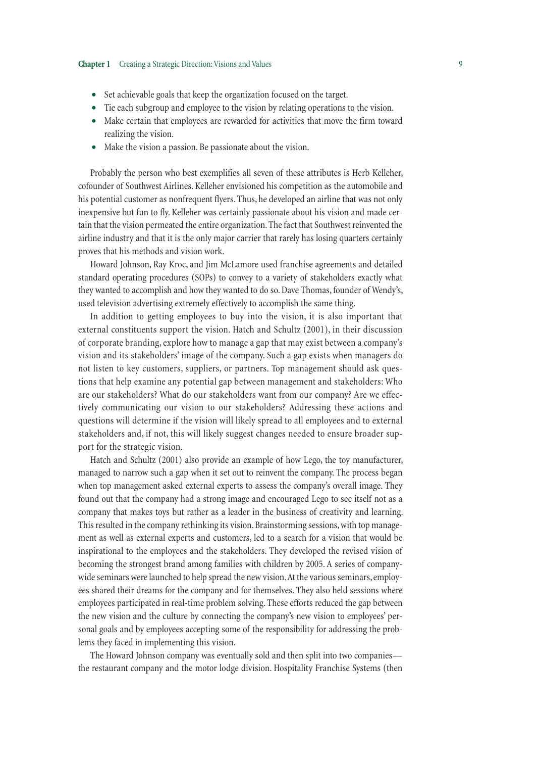- Set achievable goals that keep the organization focused on the target.
- Tie each subgroup and employee to the vision by relating operations to the vision.
- Make certain that employees are rewarded for activities that move the firm toward realizing the vision.
- Make the vision a passion. Be passionate about the vision.

Probably the person who best exemplifies all seven of these attributes is Herb Kelleher, cofounder of Southwest Airlines. Kelleher envisioned his competition as the automobile and his potential customer as nonfrequent flyers. Thus, he developed an airline that was not only inexpensive but fun to fly. Kelleher was certainly passionate about his vision and made certain that the vision permeated the entire organization. The fact that Southwest reinvented the airline industry and that it is the only major carrier that rarely has losing quarters certainly proves that his methods and vision work.

Howard Johnson, Ray Kroc, and Jim McLamore used franchise agreements and detailed standard operating procedures (SOPs) to convey to a variety of stakeholders exactly what they wanted to accomplish and how they wanted to do so. Dave Thomas, founder of Wendy's, used television advertising extremely effectively to accomplish the same thing.

In addition to getting employees to buy into the vision, it is also important that external constituents support the vision. Hatch and Schultz (2001), in their discussion of corporate branding, explore how to manage a gap that may exist between a company's vision and its stakeholders' image of the company. Such a gap exists when managers do not listen to key customers, suppliers, or partners. Top management should ask questions that help examine any potential gap between management and stakeholders: Who are our stakeholders? What do our stakeholders want from our company? Are we effectively communicating our vision to our stakeholders? Addressing these actions and questions will determine if the vision will likely spread to all employees and to external stakeholders and, if not, this will likely suggest changes needed to ensure broader support for the strategic vision.

Hatch and Schultz (2001) also provide an example of how Lego, the toy manufacturer, managed to narrow such a gap when it set out to reinvent the company. The process began when top management asked external experts to assess the company's overall image. They found out that the company had a strong image and encouraged Lego to see itself not as a company that makes toys but rather as a leader in the business of creativity and learning. This resulted in the company rethinking its vision. Brainstorming sessions, with top management as well as external experts and customers, led to a search for a vision that would be inspirational to the employees and the stakeholders. They developed the revised vision of becoming the strongest brand among families with children by 2005. A series of companywide seminars were launched to help spread the new vision. At the various seminars, employees shared their dreams for the company and for themselves. They also held sessions where employees participated in real-time problem solving. These efforts reduced the gap between the new vision and the culture by connecting the company's new vision to employees' personal goals and by employees accepting some of the responsibility for addressing the problems they faced in implementing this vision.

The Howard Johnson company was eventually sold and then split into two companies—the restaurant company and the motor lodge division. Hospitality Franchise Systems (then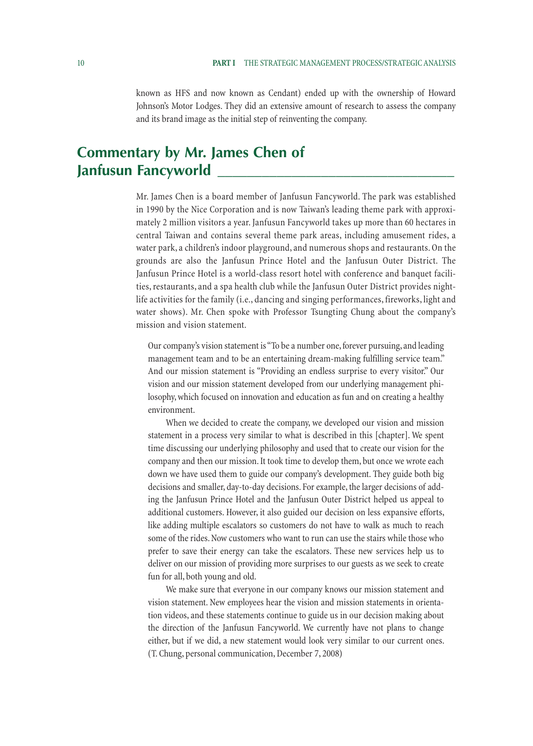known as HFS and now known as Cendant) ended up with the ownership of Howard Johnson's Motor Lodges. They did an extensive amount of research to assess the company and its brand image as the initial step of reinventing the company.

## Commentary by Mr. James Chen of Janfusun Fancyworld

Mr. James Chen is a board member of Janfusun Fancyworld. The park was established in 1990 by the Nice Corporation and is now Taiwan's leading theme park with approximately 2 million visitors a year. Janfusun Fancyworld takes up more than 60 hectares in central Taiwan and contains several theme park areas, including amusement rides, a water park, a children's indoor playground, and numerous shops and restaurants. On the grounds are also the Janfusun Prince Hotel and the Janfusun Outer District. The Janfusun Prince Hotel is a world-class resort hotel with conference and banquet facilities, restaurants, and a spa health club while the Janfusun Outer District provides nightlife activities for the family (i.e., dancing and singing performances, fireworks, light and water shows). Mr. Chen spoke with Professor Tsungting Chung about the company's mission and vision statement.

> Our company's vision statement is "To be a number one, forever pursuing, and leading management team and to be an entertaining dream-making fulfilling service team." And our mission statement is "Providing an endless surprise to every visitor." Our vision and our mission statement developed from our underlying management philosophy, which focused on innovation and education as fun and on creating a healthy environment.
>
> When we decided to create the company, we developed our vision and mission statement in a process very similar to what is described in this [chapter]. We spent time discussing our underlying philosophy and used that to create our vision for the company and then our mission. It took time to develop them, but once we wrote each down we have used them to guide our company's development. They guide both big decisions and smaller, day-to-day decisions. For example, the larger decisions of adding the Janfusun Prince Hotel and the Janfusun Outer District helped us appeal to additional customers. However, it also guided our decision on less expansive efforts, like adding multiple escalators so customers do not have to walk as much to reach some of the rides. Now customers who want to run can use the stairs while those who prefer to save their energy can take the escalators. These new services help us to deliver on our mission of providing more surprises to our guests as we seek to create fun for all, both young and old.
>
> We make sure that everyone in our company knows our mission statement and vision statement. New employees hear the vision and mission statements in orientation videos, and these statements continue to guide us in our decision making about the direction of the Janfusun Fancyworld. We currently have not plans to change either, but if we did, a new statement would look very similar to our current ones. (T. Chung, personal communication, December 7, 2008)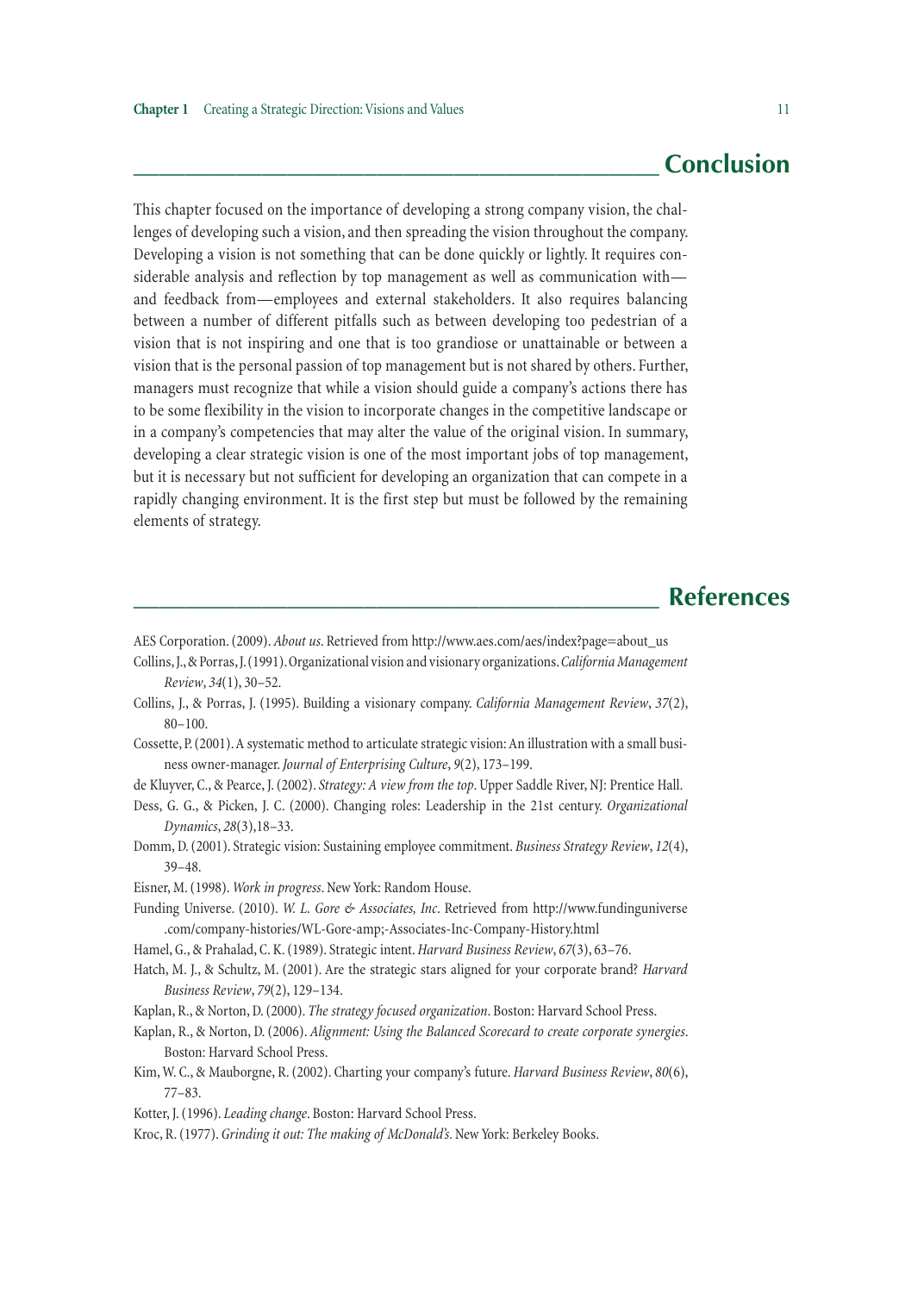## Conclusion

This chapter focused on the importance of developing a strong company vision, the challenges of developing such a vision, and then spreading the vision throughout the company. Developing a vision is not something that can be done quickly or lightly. It requires considerable analysis and reflection by top management as well as communication with—and feedback from—employees and external stakeholders. It also requires balancing between a number of different pitfalls such as between developing too pedestrian of a vision that is not inspiring and one that is too grandiose or unattainable or between a vision that is the personal passion of top management but is not shared by others. Further, managers must recognize that while a vision should guide a company's actions there has to be some flexibility in the vision to incorporate changes in the competitive landscape or in a company's competencies that may alter the value of the original vision. In summary, developing a clear strategic vision is one of the most important jobs of top management, but it is necessary but not sufficient for developing an organization that can compete in a rapidly changing environment. It is the first step but must be followed by the remaining elements of strategy.

## References

AES Corporation. (2009). *About us*. Retrieved from http://www.aes.com/aes/index?page=about_us

Collins, J., & Porras, J. (1991). Organizational vision and visionary organizations. *California Management Review*, *34*(1), 30–52.

Collins, J., & Porras, J. (1995). Building a visionary company. *California Management Review*, *37*(2), 80–100.

Cossette, P. (2001). A systematic method to articulate strategic vision: An illustration with a small business owner-manager. *Journal of Enterprising Culture*, *9*(2), 173–199.

de Kluyver, C., & Pearce, J. (2002). *Strategy: A view from the top*. Upper Saddle River, NJ: Prentice Hall.

Dess, G. G., & Picken, J. C. (2000). Changing roles: Leadership in the 21st century. *Organizational Dynamics*, *28*(3),18–33.

Domm, D. (2001). Strategic vision: Sustaining employee commitment. *Business Strategy Review*, *12*(4), 39–48.

Eisner, M. (1998). *Work in progress*. New York: Random House.

Funding Universe. (2010). *W. L. Gore & Associates, Inc*. Retrieved from http://www.fundinguniverse.com/company-histories/WL-Gore-amp;-Associates-Inc-Company-History.html

Hamel, G., & Prahalad, C. K. (1989). Strategic intent. *Harvard Business Review*, *67*(3), 63–76.

Hatch, M. J., & Schultz, M. (2001). Are the strategic stars aligned for your corporate brand? *Harvard Business Review*, *79*(2), 129–134.

Kaplan, R., & Norton, D. (2000). *The strategy focused organization*. Boston: Harvard School Press.

Kaplan, R., & Norton, D. (2006). *Alignment: Using the Balanced Scorecard to create corporate synergies*. Boston: Harvard School Press.

Kim, W. C., & Mauborgne, R. (2002). Charting your company's future. *Harvard Business Review*, *80*(6), 77–83.

Kotter, J. (1996). *Leading change*. Boston: Harvard School Press.

Kroc, R. (1977). *Grinding it out: The making of McDonald's*. New York: Berkeley Books.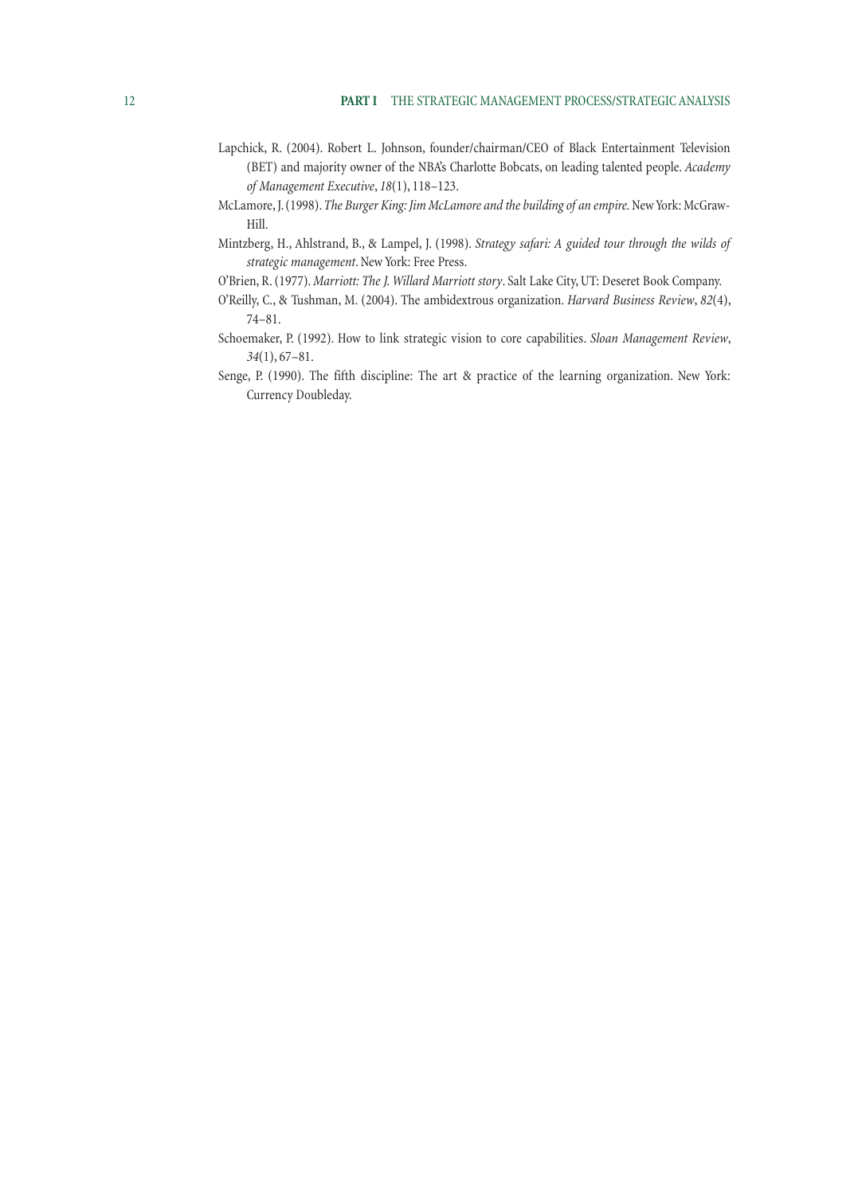Lapchick, R. (2004). Robert L. Johnson, founder/chairman/CEO of Black Entertainment Television (BET) and majority owner of the NBA's Charlotte Bobcats, on leading talented people. *Academy of Management Executive*, *18*(1), 118–123.

McLamore, J. (1998). *The Burger King: Jim McLamore and the building of an empire.* New York: McGraw-Hill.

Mintzberg, H., Ahlstrand, B., & Lampel, J. (1998). *Strategy safari: A guided tour through the wilds of strategic management*. New York: Free Press.

O'Brien, R. (1977). *Marriott: The J. Willard Marriott story*. Salt Lake City, UT: Deseret Book Company.

O'Reilly, C., & Tushman, M. (2004). The ambidextrous organization. *Harvard Business Review*, *82*(4), 74–81.

Schoemaker, P. (1992). How to link strategic vision to core capabilities. *Sloan Management Review*, *34*(1), 67–81.

Senge, P. (1990). The fifth discipline: The art & practice of the learning organization. New York: Currency Doubleday.